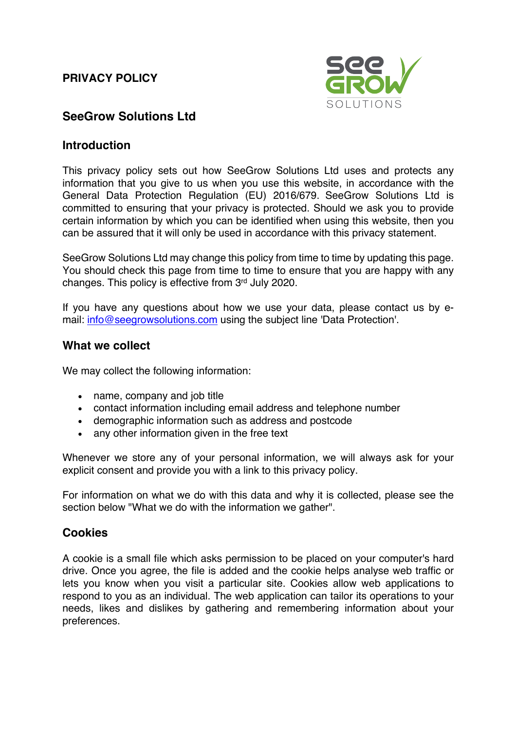# PRIVACY POLICY

## SeeGrow Solutions Ltd

### Introduction

This privacy policy sets out how SeeGrow Solutions Ltd uses and protects any information that you give to us when you use this website, in accordance with the General Data Protection Regulation (EU) 2016/679. SeeGrow Solutions Ltd is committed to ensuring that your privacy is protected. Should we ask you to provide certain information by which you can be identified when using this website, then you can be assured that it will only be used in accordance with this privacy statement.

SeeGrow Solutions Ltd may change this policy from time to time by updating this page. You should check this page from time to time to ensure that you are happy with any changes. This policy is effective from 3rd July 2020.

If you have any questions about how we use your data, please contact us by e-mail: [info@seegrowsolutions.com](mailto:info@seegrowsolutions.com) using the subject line 'Data Protection'.

### What we collect

We may collect the following information:

- name, company and job title
- contact information including email address and telephone number
- demographic information such as address and postcode
- any other information given in the free text

Whenever we store any of your personal information, we will always ask for your explicit consent and provide you with a link to this privacy policy.

For information on what we do with this data and why it is collected, please see the section below "What we do with the information we gather".

### Cookies

A cookie is a small file which asks permission to be placed on your computer's hard drive. Once you agree, the file is added and the cookie helps analyse web traffic or lets you know when you visit a particular site. Cookies allow web applications to respond to you as an individual. The web application can tailor its operations to your needs, likes and dislikes by gathering and remembering information about your preferences.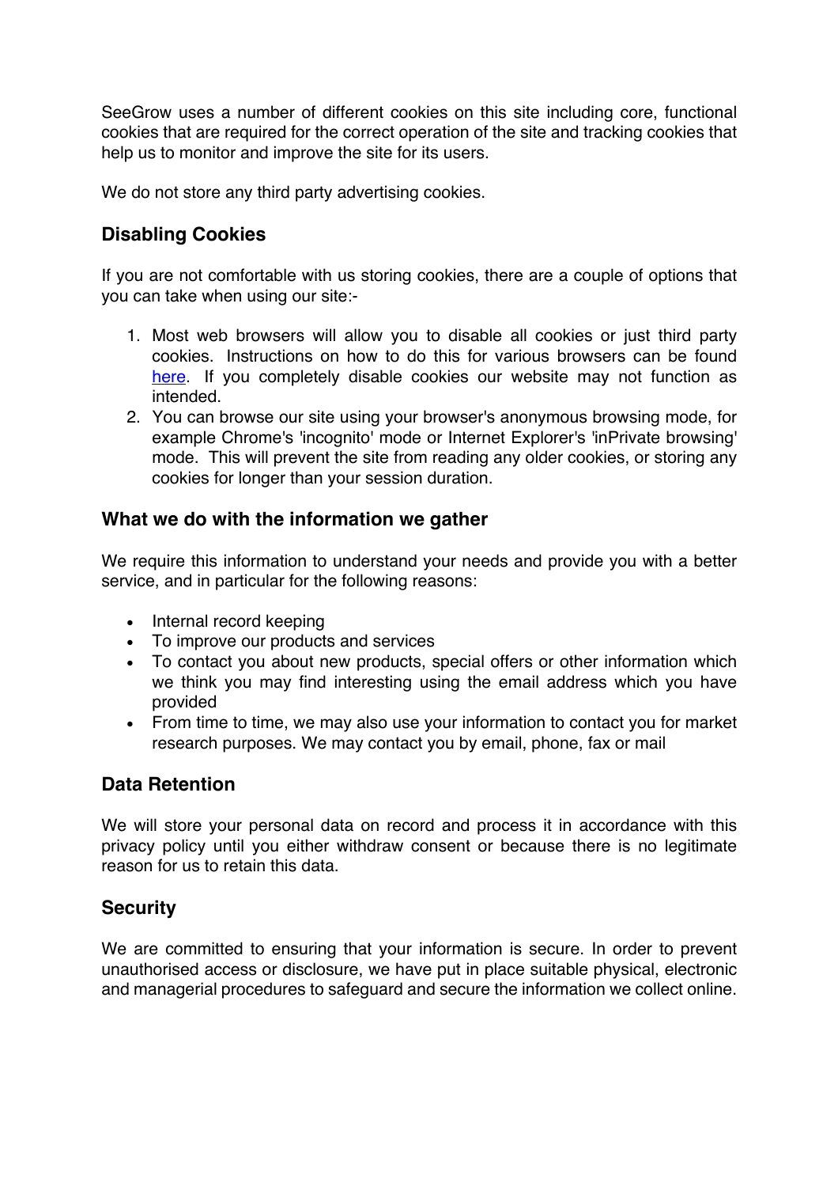SeeGrow uses a number of different cookies on this site including core, functional cookies that are required for the correct operation of the site and tracking cookies that help us to monitor and improve the site for its users.

We do not store any third party advertising cookies.

## Disabling Cookies

If you are not comfortable with us storing cookies, there are a couple of options that you can take when using our site:-

1. Most web browsers will allow you to disable all cookies or just third party cookies. Instructions on how to do this for various browsers can be found here. If you completely disable cookies our website may not function as intended.
2. You can browse our site using your browser's anonymous browsing mode, for example Chrome's 'incognito' mode or Internet Explorer's 'inPrivate browsing' mode. This will prevent the site from reading any older cookies, or storing any cookies for longer than your session duration.

## What we do with the information we gather

We require this information to understand your needs and provide you with a better service, and in particular for the following reasons:

- Internal record keeping
- To improve our products and services
- To contact you about new products, special offers or other information which we think you may find interesting using the email address which you have provided
- From time to time, we may also use your information to contact you for market research purposes. We may contact you by email, phone, fax or mail

## Data Retention

We will store your personal data on record and process it in accordance with this privacy policy until you either withdraw consent or because there is no legitimate reason for us to retain this data.

## Security

We are committed to ensuring that your information is secure. In order to prevent unauthorised access or disclosure, we have put in place suitable physical, electronic and managerial procedures to safeguard and secure the information we collect online.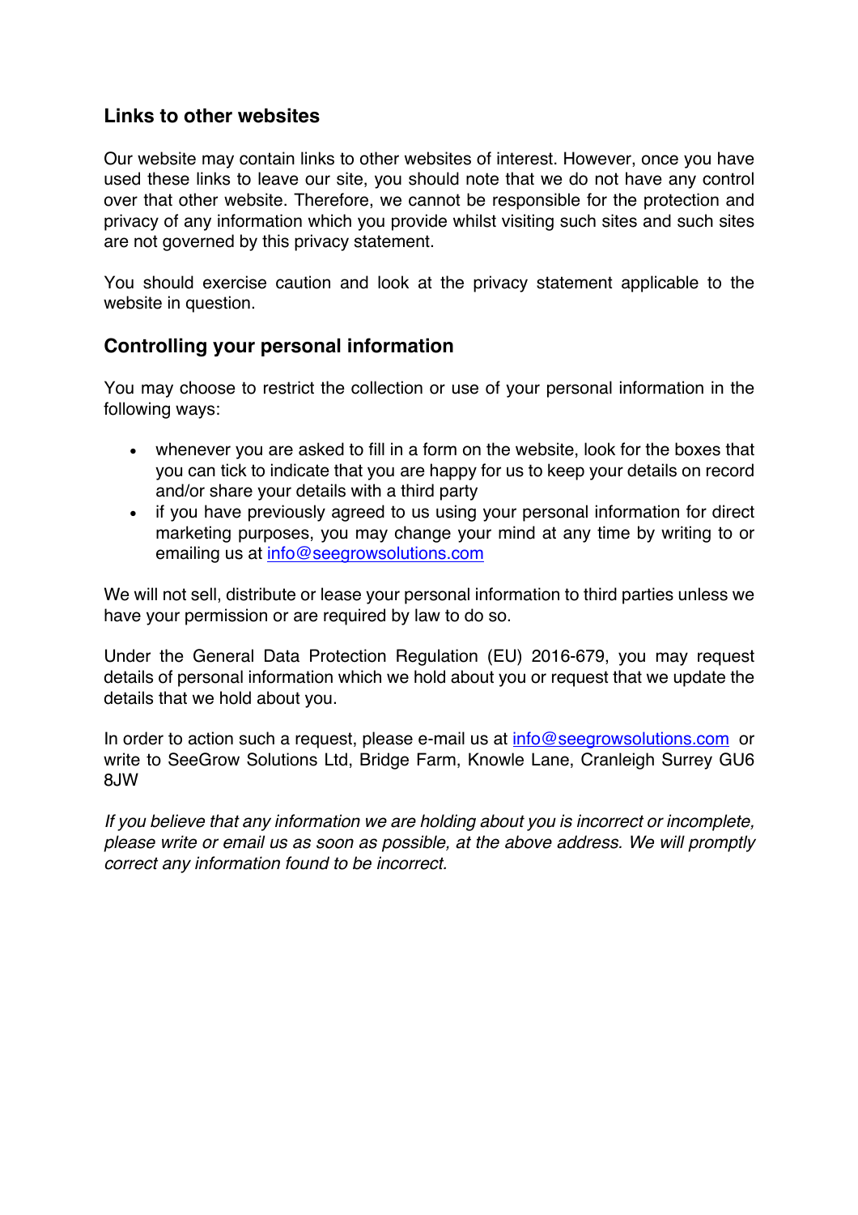## Links to other websites

Our website may contain links to other websites of interest. However, once you have used these links to leave our site, you should note that we do not have any control over that other website. Therefore, we cannot be responsible for the protection and privacy of any information which you provide whilst visiting such sites and such sites are not governed by this privacy statement.

You should exercise caution and look at the privacy statement applicable to the website in question.

## Controlling your personal information

You may choose to restrict the collection or use of your personal information in the following ways:

- whenever you are asked to fill in a form on the website, look for the boxes that you can tick to indicate that you are happy for us to keep your details on record and/or share your details with a third party
- if you have previously agreed to us using your personal information for direct marketing purposes, you may change your mind at any time by writing to or emailing us at info@seegrowsolutions.com

We will not sell, distribute or lease your personal information to third parties unless we have your permission or are required by law to do so.

Under the General Data Protection Regulation (EU) 2016-679, you may request details of personal information which we hold about you or request that we update the details that we hold about you.

In order to action such a request, please e-mail us at info@seegrowsolutions.com or write to SeeGrow Solutions Ltd, Bridge Farm, Knowle Lane, Cranleigh Surrey GU6 8JW

*If you believe that any information we are holding about you is incorrect or incomplete, please write or email us as soon as possible, at the above address. We will promptly correct any information found to be incorrect.*